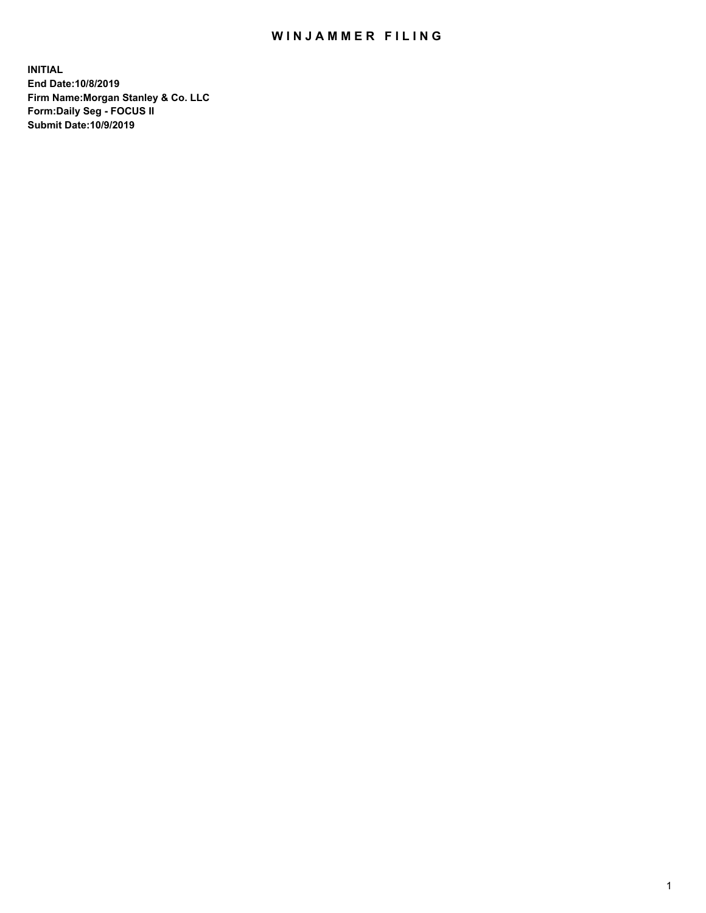# WINJAMMER FILING

**INITIAL**
**End Date:10/8/2019**
**Firm Name:Morgan Stanley & Co. LLC**
**Form:Daily Seg - FOCUS II**
**Submit Date:10/9/2019**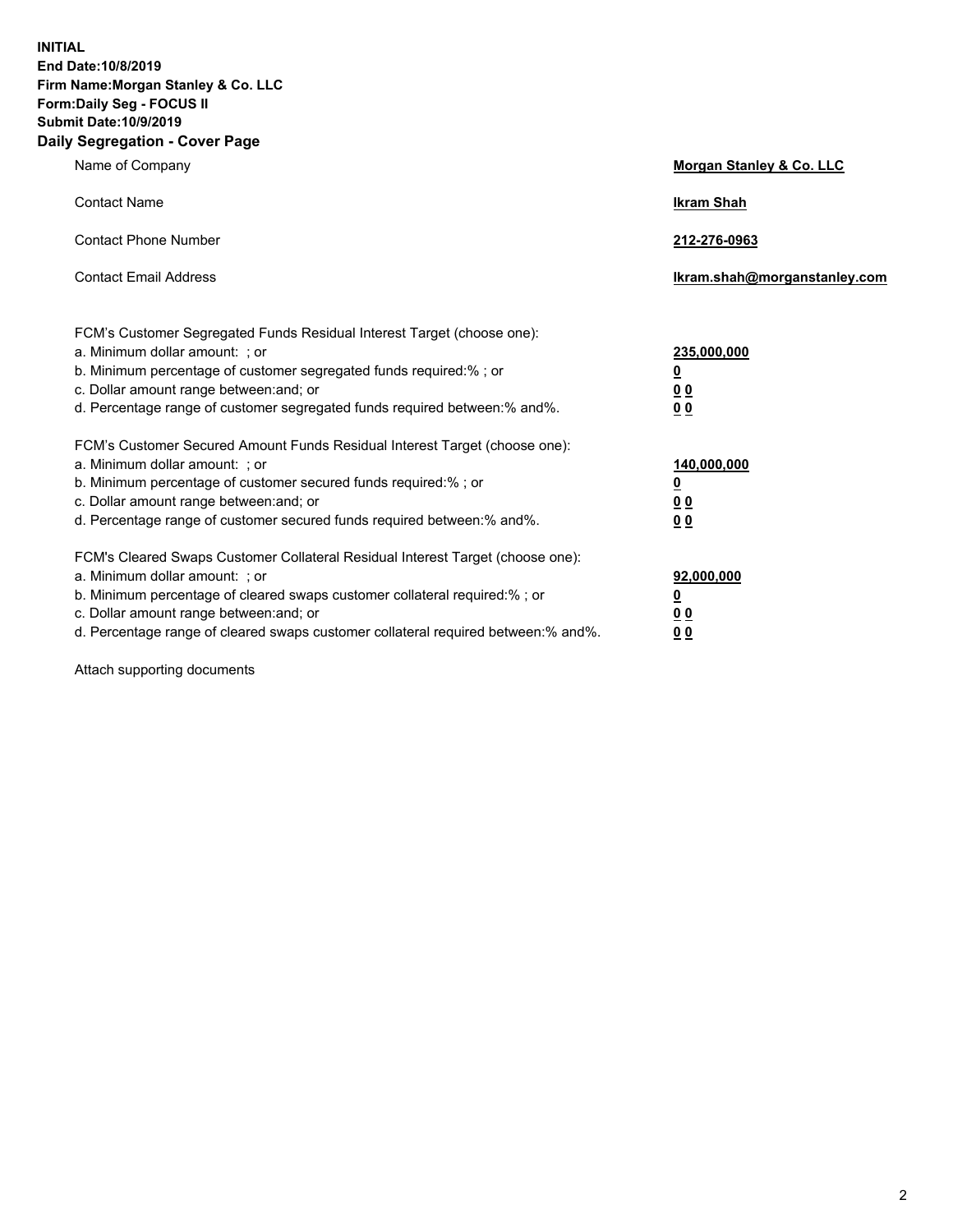**INITIAL**
**End Date:10/8/2019**
**Firm Name:Morgan Stanley & Co. LLC**
**Form:Daily Seg - FOCUS II**
**Submit Date:10/9/2019**
**Daily Segregation - Cover Page**

| | |
|---|---|
| Name of Company | **Morgan Stanley & Co. LLC** |
| Contact Name | **Ikram Shah** |
| Contact Phone Number | **212-276-0963** |
| Contact Email Address | **Ikram.shah@morganstanley.com** |

| | |
|---|---|
| FCM's Customer Segregated Funds Residual Interest Target (choose one): | |
| a. Minimum dollar amount: ; or | **235,000,000** |
| b. Minimum percentage of customer segregated funds required:% ; or | **0** |
| c. Dollar amount range between:and; or | **0 0** |
| d. Percentage range of customer segregated funds required between:% and%. | **0 0** |
| FCM's Customer Secured Amount Funds Residual Interest Target (choose one): | |
| a. Minimum dollar amount: ; or | **140,000,000** |
| b. Minimum percentage of customer secured funds required:% ; or | **0** |
| c. Dollar amount range between:and; or | **0 0** |
| d. Percentage range of customer secured funds required between:% and%. | **0 0** |
| FCM's Cleared Swaps Customer Collateral Residual Interest Target (choose one): | |
| a. Minimum dollar amount: ; or | **92,000,000** |
| b. Minimum percentage of cleared swaps customer collateral required:% ; or | **0** |
| c. Dollar amount range between:and; or | **0 0** |
| d. Percentage range of cleared swaps customer collateral required between:% and%. | **0 0** |

Attach supporting documents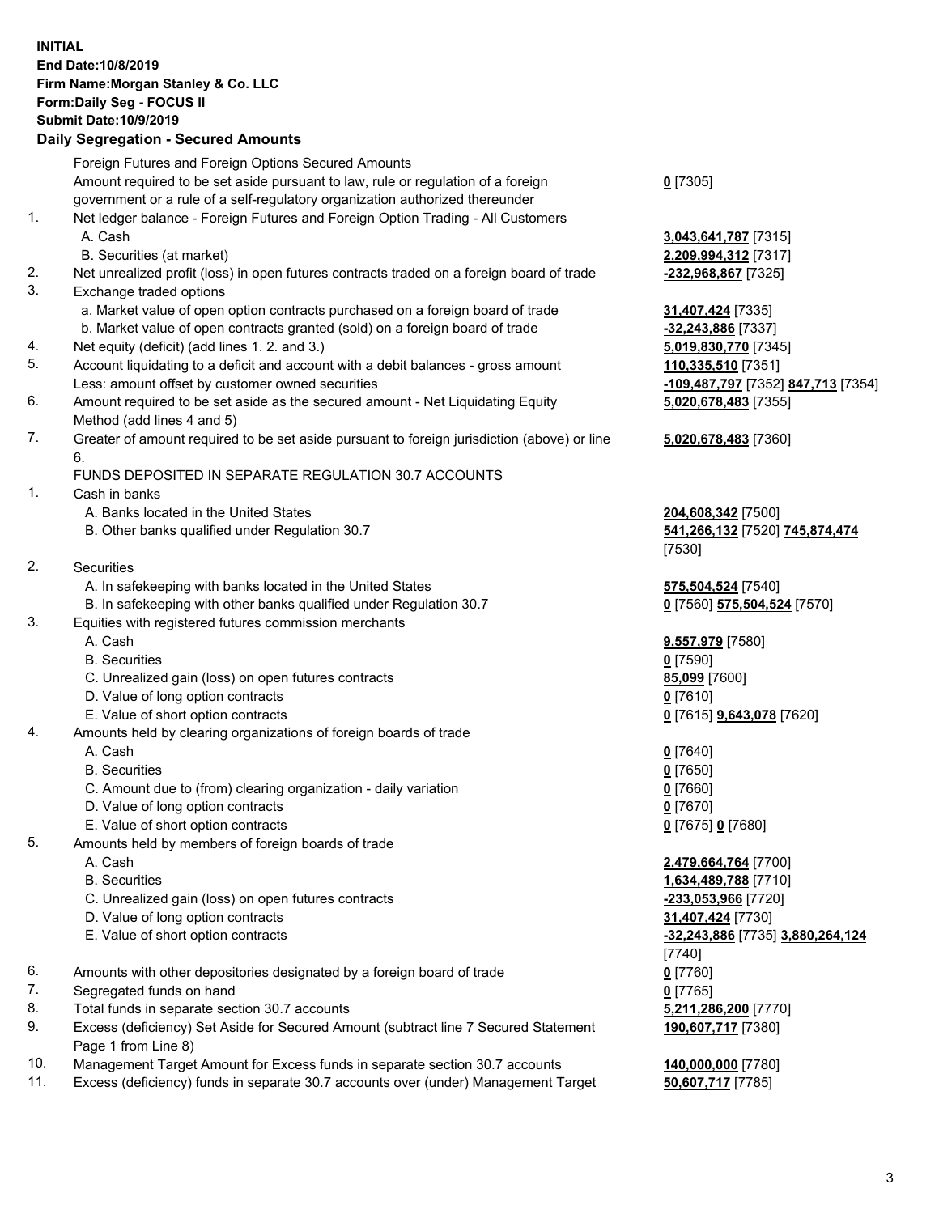**INITIAL**
**End Date:10/8/2019**
**Firm Name:Morgan Stanley & Co. LLC**
**Form:Daily Seg - FOCUS II**
**Submit Date:10/9/2019**

### Daily Segregation - Secured Amounts

| | | |
|---|---|---|
| | Foreign Futures and Foreign Options Secured Amounts | |
| | Amount required to be set aside pursuant to law, rule or regulation of a foreign government or a rule of a self-regulatory organization authorized thereunder | **0** [7305] |
| 1. | Net ledger balance - Foreign Futures and Foreign Option Trading - All Customers | |
| | A. Cash | **3,043,641,787** [7315] |
| | B. Securities (at market) | **2,209,994,312** [7317] |
| 2. | Net unrealized profit (loss) in open futures contracts traded on a foreign board of trade | **-232,968,867** [7325] |
| 3. | Exchange traded options | |
| | a. Market value of open option contracts purchased on a foreign board of trade | **31,407,424** [7335] |
| | b. Market value of open contracts granted (sold) on a foreign board of trade | **-32,243,886** [7337] |
| 4. | Net equity (deficit) (add lines 1. 2. and 3.) | **5,019,830,770** [7345] |
| 5. | Account liquidating to a deficit and account with a debit balances - gross amount | **110,335,510** [7351] |
| | Less: amount offset by customer owned securities | **-109,487,797** [7352] **847,713** [7354] |
| 6. | Amount required to be set aside as the secured amount - Net Liquidating Equity Method (add lines 4 and 5) | **5,020,678,483** [7355] |
| 7. | Greater of amount required to be set aside pursuant to foreign jurisdiction (above) or line 6. | **5,020,678,483** [7360] |
| | FUNDS DEPOSITED IN SEPARATE REGULATION 30.7 ACCOUNTS | |
| 1. | Cash in banks | |
| | A. Banks located in the United States | **204,608,342** [7500] |
| | B. Other banks qualified under Regulation 30.7 | **541,266,132** [7520] **745,874,474** [7530] |
| 2. | Securities | |
| | A. In safekeeping with banks located in the United States | **575,504,524** [7540] |
| | B. In safekeeping with other banks qualified under Regulation 30.7 | **0** [7560] **575,504,524** [7570] |
| 3. | Equities with registered futures commission merchants | |
| | A. Cash | **9,557,979** [7580] |
| | B. Securities | **0** [7590] |
| | C. Unrealized gain (loss) on open futures contracts | **85,099** [7600] |
| | D. Value of long option contracts | **0** [7610] |
| | E. Value of short option contracts | **0** [7615] **9,643,078** [7620] |
| 4. | Amounts held by clearing organizations of foreign boards of trade | |
| | A. Cash | **0** [7640] |
| | B. Securities | **0** [7650] |
| | C. Amount due to (from) clearing organization - daily variation | **0** [7660] |
| | D. Value of long option contracts | **0** [7670] |
| | E. Value of short option contracts | **0** [7675] **0** [7680] |
| 5. | Amounts held by members of foreign boards of trade | |
| | A. Cash | **2,479,664,764** [7700] |
| | B. Securities | **1,634,489,788** [7710] |
| | C. Unrealized gain (loss) on open futures contracts | **-233,053,966** [7720] |
| | D. Value of long option contracts | **31,407,424** [7730] |
| | E. Value of short option contracts | **-32,243,886** [7735] **3,880,264,124** [7740] |
| 6. | Amounts with other depositories designated by a foreign board of trade | **0** [7760] |
| 7. | Segregated funds on hand | **0** [7765] |
| 8. | Total funds in separate section 30.7 accounts | **5,211,286,200** [7770] |
| 9. | Excess (deficiency) Set Aside for Secured Amount (subtract line 7 Secured Statement Page 1 from Line 8) | **190,607,717** [7380] |
| 10. | Management Target Amount for Excess funds in separate section 30.7 accounts | **140,000,000** [7780] |
| 11. | Excess (deficiency) funds in separate 30.7 accounts over (under) Management Target | **50,607,717** [7785] |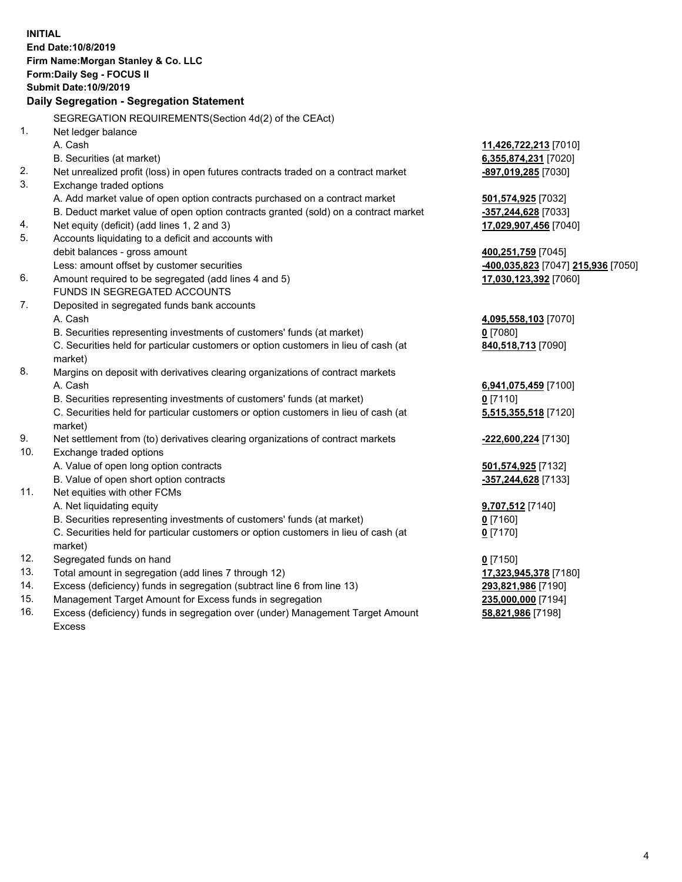**INITIAL**
**End Date:10/8/2019**
**Firm Name:Morgan Stanley & Co. LLC**
**Form:Daily Seg - FOCUS II**
**Submit Date:10/9/2019**

**Daily Segregation - Segregation Statement**

SEGREGATION REQUIREMENTS(Section 4d(2) of the CEAct)

| | | |
|---|---|---|
| 1. | Net ledger balance | |
| | A. Cash | **11,426,722,213** [7010] |
| | B. Securities (at market) | **6,355,874,231** [7020] |
| 2. | Net unrealized profit (loss) in open futures contracts traded on a contract market | **-897,019,285** [7030] |
| 3. | Exchange traded options | |
| | A. Add market value of open option contracts purchased on a contract market | **501,574,925** [7032] |
| | B. Deduct market value of open option contracts granted (sold) on a contract market | **-357,244,628** [7033] |
| 4. | Net equity (deficit) (add lines 1, 2 and 3) | **17,029,907,456** [7040] |
| 5. | Accounts liquidating to a deficit and accounts with debit balances - gross amount | **400,251,759** [7045] |
| | Less: amount offset by customer securities | **-400,035,823** [7047] **215,936** [7050] |
| 6. | Amount required to be segregated (add lines 4 and 5) | **17,030,123,392** [7060] |
| | FUNDS IN SEGREGATED ACCOUNTS | |
| 7. | Deposited in segregated funds bank accounts | |
| | A. Cash | **4,095,558,103** [7070] |
| | B. Securities representing investments of customers' funds (at market) | **0** [7080] |
| | C. Securities held for particular customers or option customers in lieu of cash (at market) | **840,518,713** [7090] |
| 8. | Margins on deposit with derivatives clearing organizations of contract markets | |
| | A. Cash | **6,941,075,459** [7100] |
| | B. Securities representing investments of customers' funds (at market) | **0** [7110] |
| | C. Securities held for particular customers or option customers in lieu of cash (at market) | **5,515,355,518** [7120] |
| 9. | Net settlement from (to) derivatives clearing organizations of contract markets | **-222,600,224** [7130] |
| 10. | Exchange traded options | |
| | A. Value of open long option contracts | **501,574,925** [7132] |
| | B. Value of open short option contracts | **-357,244,628** [7133] |
| 11. | Net equities with other FCMs | |
| | A. Net liquidating equity | **9,707,512** [7140] |
| | B. Securities representing investments of customers' funds (at market) | **0** [7160] |
| | C. Securities held for particular customers or option customers in lieu of cash (at market) | **0** [7170] |
| 12. | Segregated funds on hand | **0** [7150] |
| 13. | Total amount in segregation (add lines 7 through 12) | **17,323,945,378** [7180] |
| 14. | Excess (deficiency) funds in segregation (subtract line 6 from line 13) | **293,821,986** [7190] |
| 15. | Management Target Amount for Excess funds in segregation | **235,000,000** [7194] |
| 16. | Excess (deficiency) funds in segregation over (under) Management Target Amount Excess | **58,821,986** [7198] |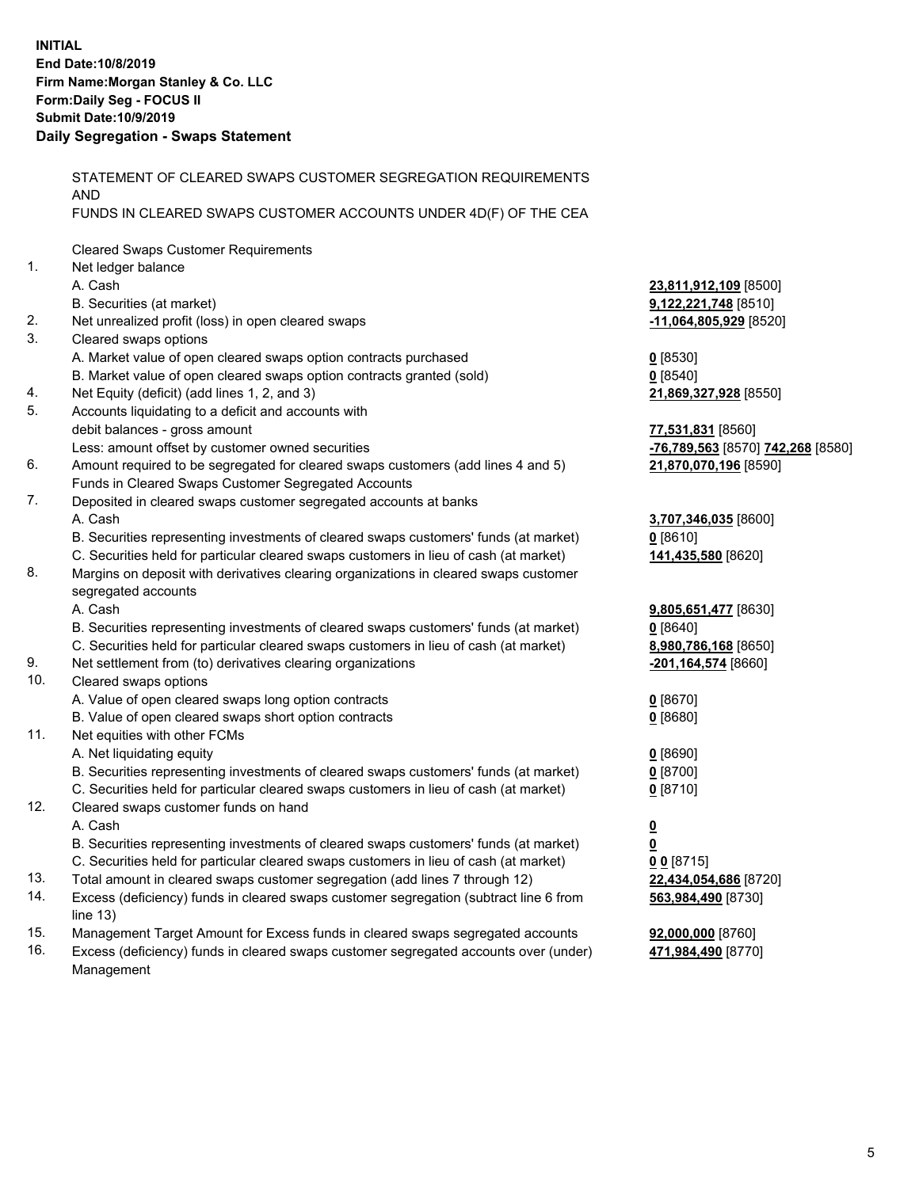**INITIAL**
**End Date:10/8/2019**
**Firm Name:Morgan Stanley & Co. LLC**
**Form:Daily Seg - FOCUS II**
**Submit Date:10/9/2019**
**Daily Segregation - Swaps Statement**

STATEMENT OF CLEARED SWAPS CUSTOMER SEGREGATION REQUIREMENTS AND FUNDS IN CLEARED SWAPS CUSTOMER ACCOUNTS UNDER 4D(F) OF THE CEA

| | | |
|---|---|---|
| | Cleared Swaps Customer Requirements | |
| 1. | Net ledger balance | |
| | A. Cash | **23,811,912,109** [8500] |
| | B. Securities (at market) | **9,122,221,748** [8510] |
| 2. | Net unrealized profit (loss) in open cleared swaps | **-11,064,805,929** [8520] |
| 3. | Cleared swaps options | |
| | A. Market value of open cleared swaps option contracts purchased | **0** [8530] |
| | B. Market value of open cleared swaps option contracts granted (sold) | **0** [8540] |
| 4. | Net Equity (deficit) (add lines 1, 2, and 3) | **21,869,327,928** [8550] |
| 5. | Accounts liquidating to a deficit and accounts with debit balances - gross amount | **77,531,831** [8560] |
| | Less: amount offset by customer owned securities | **-76,789,563** [8570] **742,268** [8580] |
| 6. | Amount required to be segregated for cleared swaps customers (add lines 4 and 5) | **21,870,070,196** [8590] |
| | Funds in Cleared Swaps Customer Segregated Accounts | |
| 7. | Deposited in cleared swaps customer segregated accounts at banks | |
| | A. Cash | **3,707,346,035** [8600] |
| | B. Securities representing investments of cleared swaps customers' funds (at market) | **0** [8610] |
| | C. Securities held for particular cleared swaps customers in lieu of cash (at market) | **141,435,580** [8620] |
| 8. | Margins on deposit with derivatives clearing organizations in cleared swaps customer segregated accounts | |
| | A. Cash | **9,805,651,477** [8630] |
| | B. Securities representing investments of cleared swaps customers' funds (at market) | **0** [8640] |
| | C. Securities held for particular cleared swaps customers in lieu of cash (at market) | **8,980,786,168** [8650] |
| 9. | Net settlement from (to) derivatives clearing organizations | **-201,164,574** [8660] |
| 10. | Cleared swaps options | |
| | A. Value of open cleared swaps long option contracts | **0** [8670] |
| | B. Value of open cleared swaps short option contracts | **0** [8680] |
| 11. | Net equities with other FCMs | |
| | A. Net liquidating equity | **0** [8690] |
| | B. Securities representing investments of cleared swaps customers' funds (at market) | **0** [8700] |
| | C. Securities held for particular cleared swaps customers in lieu of cash (at market) | **0** [8710] |
| 12. | Cleared swaps customer funds on hand | |
| | A. Cash | **0** |
| | B. Securities representing investments of cleared swaps customers' funds (at market) | **0** |
| | C. Securities held for particular cleared swaps customers in lieu of cash (at market) | **0** **0** [8715] |
| 13. | Total amount in cleared swaps customer segregation (add lines 7 through 12) | **22,434,054,686** [8720] |
| 14. | Excess (deficiency) funds in cleared swaps customer segregation (subtract line 6 from line 13) | **563,984,490** [8730] |
| 15. | Management Target Amount for Excess funds in cleared swaps segregated accounts | **92,000,000** [8760] |
| 16. | Excess (deficiency) funds in cleared swaps customer segregated accounts over (under) Management | **471,984,490** [8770] |